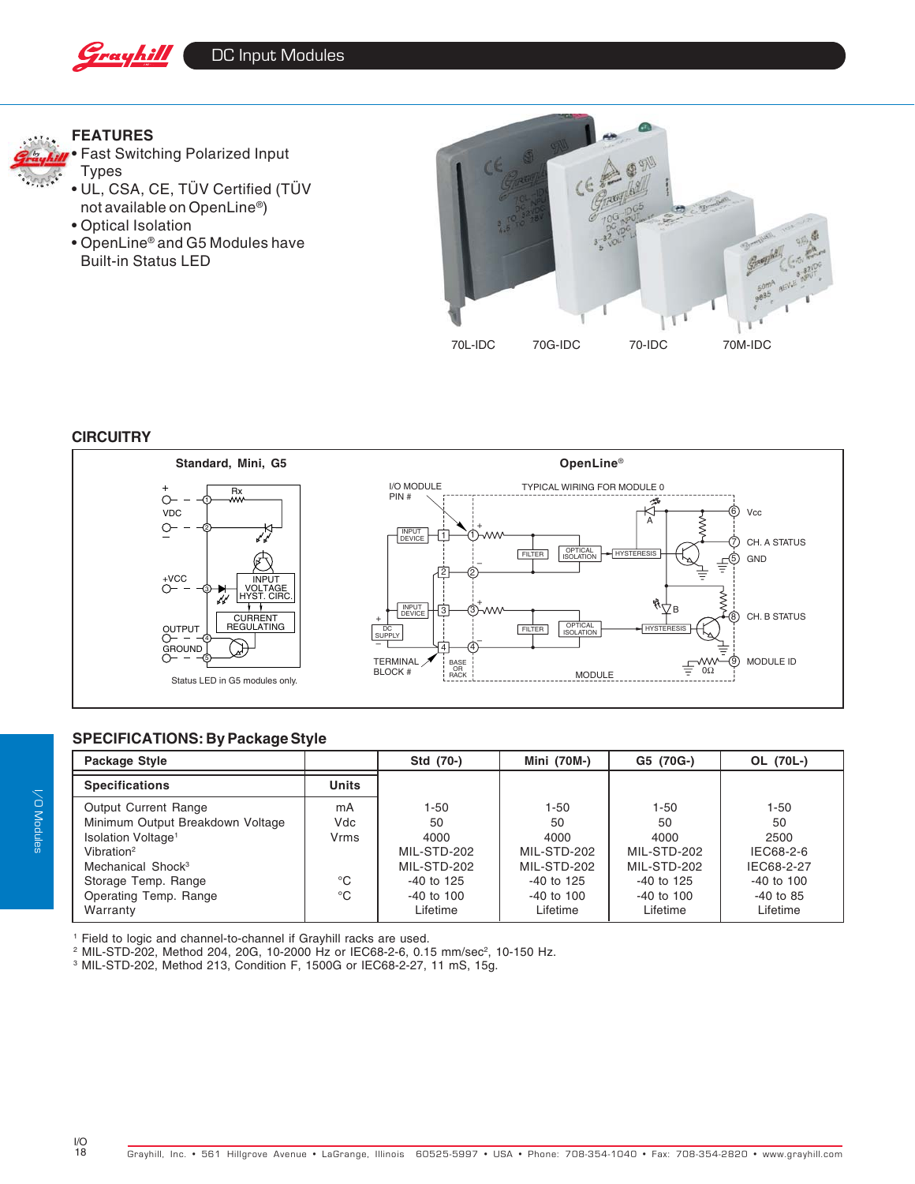# DC Input Modules

## FEATURES

- Fast Switching Polarized Input Types
- UL, CSA, CE, TÜV Certified (TÜV not available on OpenLine®)
- Optical Isolation
- OpenLine® and G5 Modules have Built-in Status LED

70L-IDC 70G-IDC 70-IDC 70M-IDC

## CIRCUITRY

**Standard, Mini, G5**

Status LED in G5 modules only.

**OpenLine®**

## SPECIFICATIONS: By Package Style

| Package Style | | Std (70-) | Mini (70M-) | G5 (70G-) | OL (70L-) |
|---|---|---|---|---|---|
| **Specifications** | **Units** | | | | |
| Output Current Range | mA | 1-50 | 1-50 | 1-50 | 1-50 |
| Minimum Output Breakdown Voltage | Vdc | 50 | 50 | 50 | 50 |
| Isolation Voltage[1] | Vrms | 4000 | 4000 | 4000 | 2500 |
| Vibration[2] | | MIL-STD-202 | MIL-STD-202 | MIL-STD-202 | IEC68-2-6 |
| Mechanical Shock[3] | | MIL-STD-202 | MIL-STD-202 | MIL-STD-202 | IEC68-2-27 |
| Storage Temp. Range | °C | -40 to 125 | -40 to 125 | -40 to 125 | -40 to 100 |
| Operating Temp. Range | °C | -40 to 100 | -40 to 100 | -40 to 100 | -40 to 85 |
| Warranty | | Lifetime | Lifetime | Lifetime | Lifetime |

[1] Field to logic and channel-to-channel if Grayhill racks are used.
[2] MIL-STD-202, Method 204, 20G, 10-2000 Hz or IEC68-2-6, 0.15 mm/sec², 10-150 Hz.
[3] MIL-STD-202, Method 213, Condition F, 1500G or IEC68-2-27, 11 mS, 15g.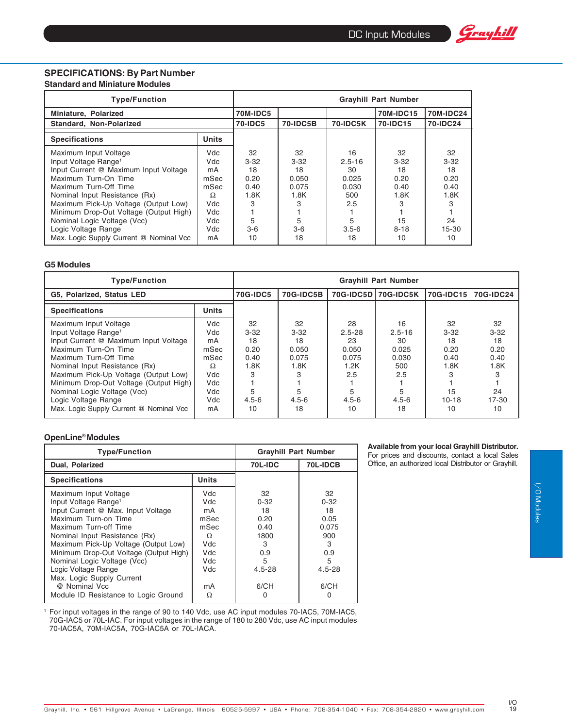## SPECIFICATIONS: By Part Number

### Standard and Miniature Modules

| Type/Function | | Grayhill Part Number | | | | |
|---|---|---|---|---|---|---|
| Miniature, Polarized | | 70M-IDC5 | | | 70M-IDC15 | 70M-IDC24 |
| Standard, Non-Polarized | | 70-IDC5 | 70-IDC5B | 70-IDC5K | 70-IDC15 | 70-IDC24 |
| **Specifications** | **Units** | | | | | |
| Maximum Input Voltage | Vdc | 32 | 32 | 16 | 32 | 32 |
| Input Voltage Range[1] | Vdc | 3-32 | 3-32 | 2.5-16 | 3-32 | 3-32 |
| Input Current @ Maximum Input Voltage | mA | 18 | 18 | 30 | 18 | 18 |
| Maximum Turn-On Time | mSec | 0.20 | 0.050 | 0.025 | 0.20 | 0.20 |
| Maximum Turn-Off Time | mSec | 0.40 | 0.075 | 0.030 | 0.40 | 0.40 |
| Nominal Input Resistance (Rx) | Ω | 1.8K | 1.8K | 500 | 1.8K | 1.8K |
| Maximum Pick-Up Voltage (Output Low) | Vdc | 3 | 3 | 2.5 | 3 | 3 |
| Minimum Drop-Out Voltage (Output High) | Vdc | 1 | 1 | 1 | 1 | 1 |
| Nominal Logic Voltage (Vcc) | Vdc | 5 | 5 | 5 | 15 | 24 |
| Logic Voltage Range | Vdc | 3-6 | 3-6 | 3.5-6 | 8-18 | 15-30 |
| Max. Logic Supply Current @ Nominal Vcc | mA | 10 | 18 | 18 | 10 | 10 |

### G5 Modules

| Type/Function | | Grayhill Part Number | | | | | |
|---|---|---|---|---|---|---|---|
| G5, Polarized, Status LED | | 70G-IDC5 | 70G-IDC5B | 70G-IDC5D | 70G-IDC5K | 70G-IDC15 | 70G-IDC24 |
| **Specifications** | **Units** | | | | | | |
| Maximum Input Voltage | Vdc | 32 | 32 | 28 | 16 | 32 | 32 |
| Input Voltage Range[1] | Vdc | 3-32 | 3-32 | 2.5-28 | 2.5-16 | 3-32 | 3-32 |
| Input Current @ Maximum Input Voltage | mA | 18 | 18 | 23 | 30 | 18 | 18 |
| Maximum Turn-On Time | mSec | 0.20 | 0.050 | 0.050 | 0.025 | 0.20 | 0.20 |
| Maximum Turn-Off Time | mSec | 0.40 | 0.075 | 0.075 | 0.030 | 0.40 | 0.40 |
| Nominal Input Resistance (Rx) | Ω | 1.8K | 1.8K | 1.2K | 500 | 1.8K | 1.8K |
| Maximum Pick-Up Voltage (Output Low) | Vdc | 3 | 3 | 2.5 | 2.5 | 3 | 3 |
| Minimum Drop-Out Voltage (Output High) | Vdc | 1 | 1 | 1 | 1 | 1 | 1 |
| Nominal Logic Voltage (Vcc) | Vdc | 5 | 5 | 5 | 5 | 15 | 24 |
| Logic Voltage Range | Vdc | 4.5-6 | 4.5-6 | 4.5-6 | 4.5-6 | 10-18 | 17-30 |
| Max. Logic Supply Current @ Nominal Vcc | mA | 10 | 18 | 10 | 18 | 10 | 10 |

### OpenLine® Modules

| Type/Function | | Grayhill Part Number | |
|---|---|---|---|
| Dual, Polarized | | 70L-IDC | 70L-IDCB |
| **Specifications** | **Units** | | |
| Maximum Input Voltage | Vdc | 32 | 32 |
| Input Voltage Range[1] | Vdc | 0-32 | 0-32 |
| Input Current @ Max. Input Voltage | mA | 18 | 18 |
| Maximum Turn-on Time | mSec | 0.20 | 0.05 |
| Maximum Turn-off Time | mSec | 0.40 | 0.075 |
| Nominal Input Resistance (Rx) | Ω | 1800 | 900 |
| Maximum Pick-Up Voltage (Output Low) | Vdc | 3 | 3 |
| Minimum Drop-Out Voltage (Output High) | Vdc | 0.9 | 0.9 |
| Nominal Logic Voltage (Vcc) | Vdc | 5 | 5 |
| Logic Voltage Range | Vdc | 4.5-28 | 4.5-28 |
| Max. Logic Supply Current @ Nominal Vcc | mA | 6/CH | 6/CH |
| Module ID Resistance to Logic Ground | Ω | 0 | 0 |

[1] For input voltages in the range of 90 to 140 Vdc, use AC input modules 70-IAC5, 70M-IAC5, 70G-IAC5 or 70L-IAC. For input voltages in the range of 180 to 280 Vdc, use AC input modules 70-IAC5A, 70M-IAC5A, 70G-IAC5A or 70L-IACA.

**Available from your local Grayhill Distributor.** For prices and discounts, contact a local Sales Office, an authorized local Distributor or Grayhill.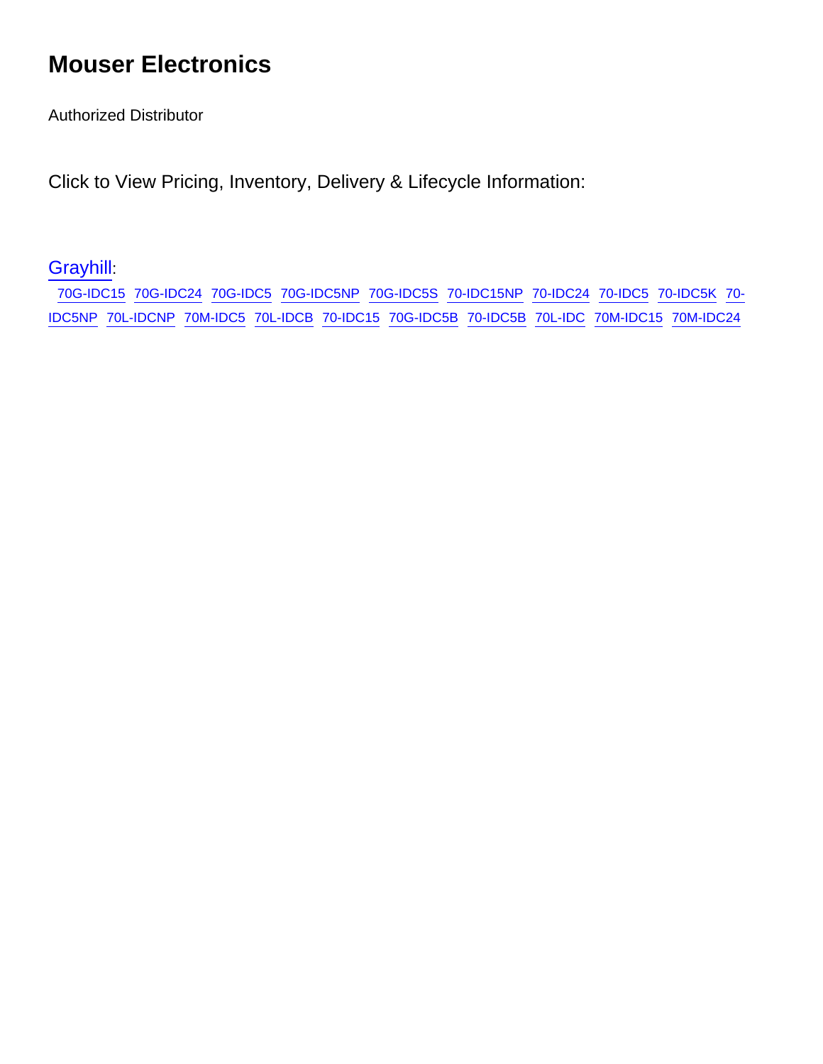# Mouser Electronics

Authorized Distributor

Click to View Pricing, Inventory, Delivery & Lifecycle Information:

Grayhill:

70G-IDC15 70G-IDC24 70G-IDC5 70G-IDC5NP 70G-IDC5S 70-IDC15NP 70-IDC24 70-IDC5 70-IDC5K 70-IDC5NP 70L-IDCNP 70M-IDC5 70L-IDCB 70-IDC15 70G-IDC5B 70-IDC5B 70L-IDC 70M-IDC15 70M-IDC24